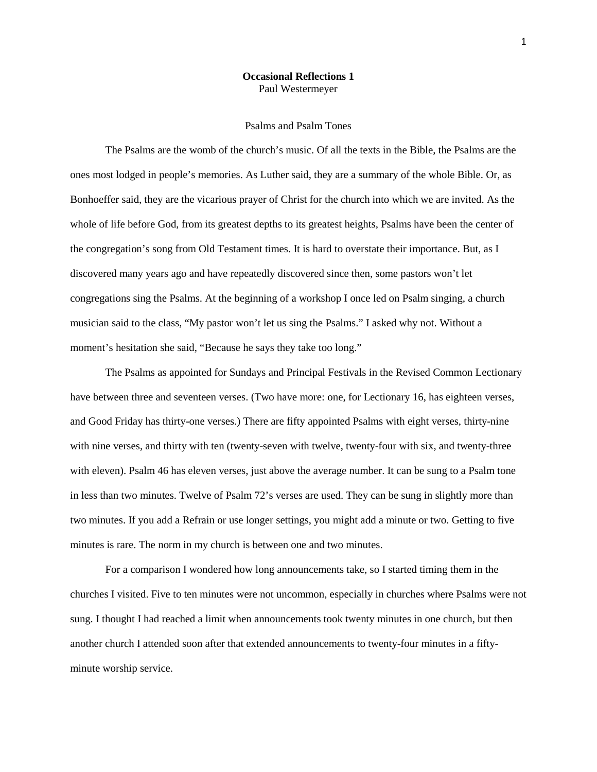# Occasional Reflections 1

Paul Westermeyer

## Psalms and Psalm Tones

The Psalms are the womb of the church's music. Of all the texts in the Bible, the Psalms are the ones most lodged in people's memories. As Luther said, they are a summary of the whole Bible. Or, as Bonhoeffer said, they are the vicarious prayer of Christ for the church into which we are invited. As the whole of life before God, from its greatest depths to its greatest heights, Psalms have been the center of the congregation's song from Old Testament times. It is hard to overstate their importance. But, as I discovered many years ago and have repeatedly discovered since then, some pastors won't let congregations sing the Psalms. At the beginning of a workshop I once led on Psalm singing, a church musician said to the class, "My pastor won't let us sing the Psalms." I asked why not. Without a moment's hesitation she said, "Because he says they take too long."

The Psalms as appointed for Sundays and Principal Festivals in the Revised Common Lectionary have between three and seventeen verses. (Two have more: one, for Lectionary 16, has eighteen verses, and Good Friday has thirty-one verses.) There are fifty appointed Psalms with eight verses, thirty-nine with nine verses, and thirty with ten (twenty-seven with twelve, twenty-four with six, and twenty-three with eleven). Psalm 46 has eleven verses, just above the average number. It can be sung to a Psalm tone in less than two minutes. Twelve of Psalm 72's verses are used. They can be sung in slightly more than two minutes. If you add a Refrain or use longer settings, you might add a minute or two. Getting to five minutes is rare. The norm in my church is between one and two minutes.

For a comparison I wondered how long announcements take, so I started timing them in the churches I visited. Five to ten minutes were not uncommon, especially in churches where Psalms were not sung. I thought I had reached a limit when announcements took twenty minutes in one church, but then another church I attended soon after that extended announcements to twenty-four minutes in a fifty-minute worship service.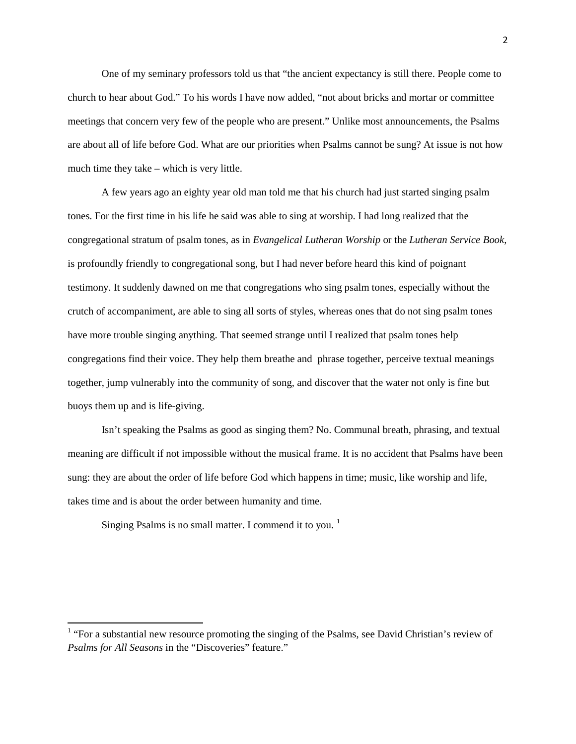One of my seminary professors told us that "the ancient expectancy is still there. People come to church to hear about God." To his words I have now added, "not about bricks and mortar or committee meetings that concern very few of the people who are present." Unlike most announcements, the Psalms are about all of life before God. What are our priorities when Psalms cannot be sung? At issue is not how much time they take – which is very little.

A few years ago an eighty year old man told me that his church had just started singing psalm tones. For the first time in his life he said was able to sing at worship. I had long realized that the congregational stratum of psalm tones, as in *Evangelical Lutheran Worship* or the *Lutheran Service Book,* is profoundly friendly to congregational song, but I had never before heard this kind of poignant testimony. It suddenly dawned on me that congregations who sing psalm tones, especially without the crutch of accompaniment, are able to sing all sorts of styles, whereas ones that do not sing psalm tones have more trouble singing anything. That seemed strange until I realized that psalm tones help congregations find their voice. They help them breathe and phrase together, perceive textual meanings together, jump vulnerably into the community of song, and discover that the water not only is fine but buoys them up and is life-giving.

Isn't speaking the Psalms as good as singing them? No. Communal breath, phrasing, and textual meaning are difficult if not impossible without the musical frame. It is no accident that Psalms have been sung: they are about the order of life before God which happens in time; music, like worship and life, takes time and is about the order between humanity and time.

Singing Psalms is no small matter. I commend it to you. [1]

---

[1] "For a substantial new resource promoting the singing of the Psalms, see David Christian's review of *Psalms for All Seasons* in the "Discoveries" feature."